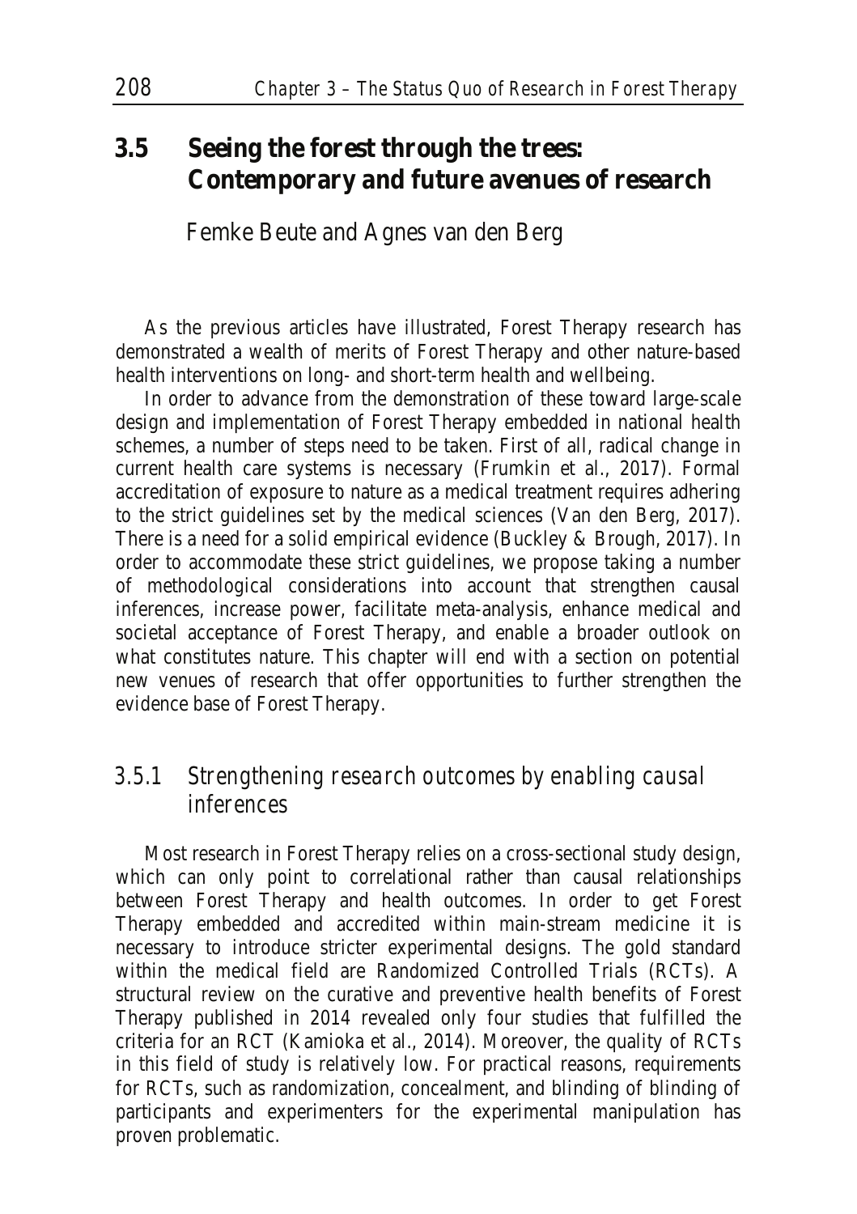## 3.5 Seeing the forest through the trees: Contemporary and future avenues of research

Femke Beute and Agnes van den Berg

As the previous articles have illustrated, Forest Therapy research has demonstrated a wealth of merits of Forest Therapy and other nature-based health interventions on long- and short-term health and wellbeing.

In order to advance from the demonstration of these toward large-scale design and implementation of Forest Therapy embedded in national health schemes, a number of steps need to be taken. First of all, radical change in current health care systems is necessary (Frumkin et al., 2017). Formal accreditation of exposure to nature as a medical treatment requires adhering to the strict guidelines set by the medical sciences (Van den Berg, 2017). There is a need for a solid empirical evidence (Buckley & Brough, 2017). In order to accommodate these strict guidelines, we propose taking a number of methodological considerations into account that strengthen causal inferences, increase power, facilitate meta-analysis, enhance medical and societal acceptance of Forest Therapy, and enable a broader outlook on what constitutes nature. This chapter will end with a section on potential new venues of research that offer opportunities to further strengthen the evidence base of Forest Therapy.

### 3.5.1 Strengthening research outcomes by enabling causal inferences

Most research in Forest Therapy relies on a cross-sectional study design, which can only point to correlational rather than causal relationships between Forest Therapy and health outcomes. In order to get Forest Therapy embedded and accredited within main-stream medicine it is necessary to introduce stricter experimental designs. The gold standard within the medical field are Randomized Controlled Trials (RCTs). A structural review on the curative and preventive health benefits of Forest Therapy published in 2014 revealed only four studies that fulfilled the criteria for an RCT (Kamioka et al., 2014). Moreover, the quality of RCTs in this field of study is relatively low. For practical reasons, requirements for RCTs, such as randomization, concealment, and blinding of blinding of participants and experimenters for the experimental manipulation has proven problematic.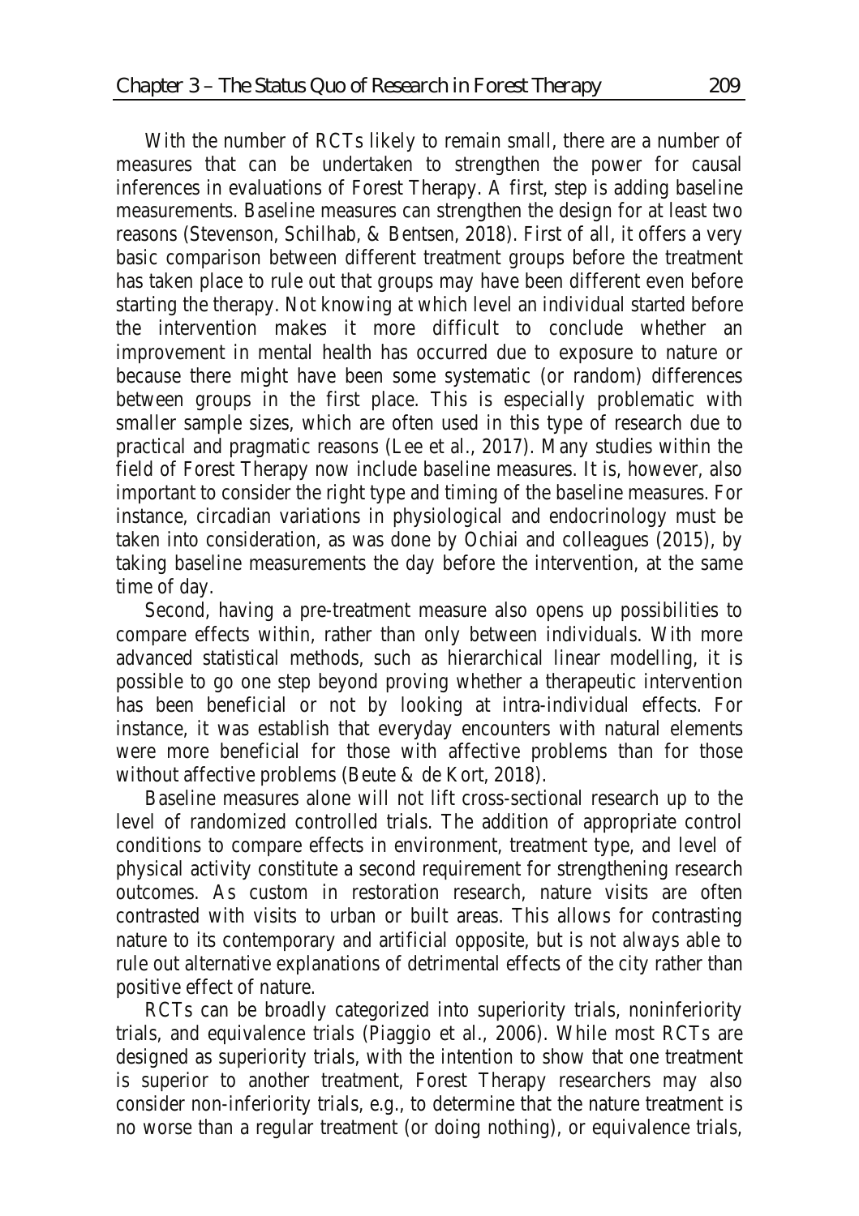With the number of RCTs likely to remain small, there are a number of measures that can be undertaken to strengthen the power for causal inferences in evaluations of Forest Therapy. A first, step is adding baseline measurements. Baseline measures can strengthen the design for at least two reasons (Stevenson, Schilhab, & Bentsen, 2018). First of all, it offers a very basic comparison between different treatment groups before the treatment has taken place to rule out that groups may have been different even before starting the therapy. Not knowing at which level an individual started before the intervention makes it more difficult to conclude whether an improvement in mental health has occurred due to exposure to nature or because there might have been some systematic (or random) differences between groups in the first place. This is especially problematic with smaller sample sizes, which are often used in this type of research due to practical and pragmatic reasons (Lee et al., 2017). Many studies within the field of Forest Therapy now include baseline measures. It is, however, also important to consider the right type and timing of the baseline measures. For instance, circadian variations in physiological and endocrinology must be taken into consideration, as was done by Ochiai and colleagues (2015), by taking baseline measurements the day before the intervention, at the same time of day.

Second, having a pre-treatment measure also opens up possibilities to compare effects within, rather than only between individuals. With more advanced statistical methods, such as hierarchical linear modelling, it is possible to go one step beyond proving whether a therapeutic intervention has been beneficial or not by looking at intra-individual effects. For instance, it was establish that everyday encounters with natural elements were more beneficial for those with affective problems than for those without affective problems (Beute & de Kort, 2018).

Baseline measures alone will not lift cross-sectional research up to the level of randomized controlled trials. The addition of appropriate control conditions to compare effects in environment, treatment type, and level of physical activity constitute a second requirement for strengthening research outcomes. As custom in restoration research, nature visits are often contrasted with visits to urban or built areas. This allows for contrasting nature to its contemporary and artificial opposite, but is not always able to rule out alternative explanations of detrimental effects of the city rather than positive effect of nature.

RCTs can be broadly categorized into superiority trials, noninferiority trials, and equivalence trials (Piaggio et al., 2006). While most RCTs are designed as superiority trials, with the intention to show that one treatment is superior to another treatment, Forest Therapy researchers may also consider non-inferiority trials, e.g., to determine that the nature treatment is no worse than a regular treatment (or doing nothing), or equivalence trials,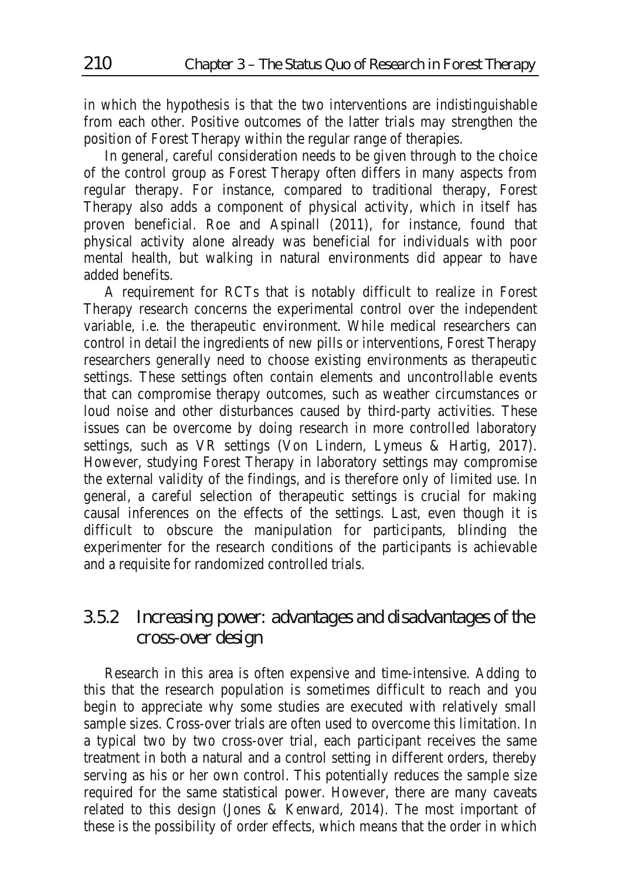in which the hypothesis is that the two interventions are indistinguishable from each other. Positive outcomes of the latter trials may strengthen the position of Forest Therapy within the regular range of therapies.

In general, careful consideration needs to be given through to the choice of the control group as Forest Therapy often differs in many aspects from regular therapy. For instance, compared to traditional therapy, Forest Therapy also adds a component of physical activity, which in itself has proven beneficial. Roe and Aspinall (2011), for instance, found that physical activity alone already was beneficial for individuals with poor mental health, but walking in natural environments did appear to have added benefits.

A requirement for RCTs that is notably difficult to realize in Forest Therapy research concerns the experimental control over the independent variable, i.e. the therapeutic environment. While medical researchers can control in detail the ingredients of new pills or interventions, Forest Therapy researchers generally need to choose existing environments as therapeutic settings. These settings often contain elements and uncontrollable events that can compromise therapy outcomes, such as weather circumstances or loud noise and other disturbances caused by third-party activities. These issues can be overcome by doing research in more controlled laboratory settings, such as VR settings (Von Lindern, Lymeus & Hartig, 2017). However, studying Forest Therapy in laboratory settings may compromise the external validity of the findings, and is therefore only of limited use. In general, a careful selection of therapeutic settings is crucial for making causal inferences on the effects of the settings. Last, even though it is difficult to obscure the manipulation for participants, blinding the experimenter for the research conditions of the participants is achievable and a requisite for randomized controlled trials.

### 3.5.2 Increasing power: advantages and disadvantages of the cross-over design

Research in this area is often expensive and time-intensive. Adding to this that the research population is sometimes difficult to reach and you begin to appreciate why some studies are executed with relatively small sample sizes. Cross-over trials are often used to overcome this limitation. In a typical two by two cross-over trial, each participant receives the same treatment in both a natural and a control setting in different orders, thereby serving as his or her own control. This potentially reduces the sample size required for the same statistical power. However, there are many caveats related to this design (Jones & Kenward, 2014). The most important of these is the possibility of order effects, which means that the order in which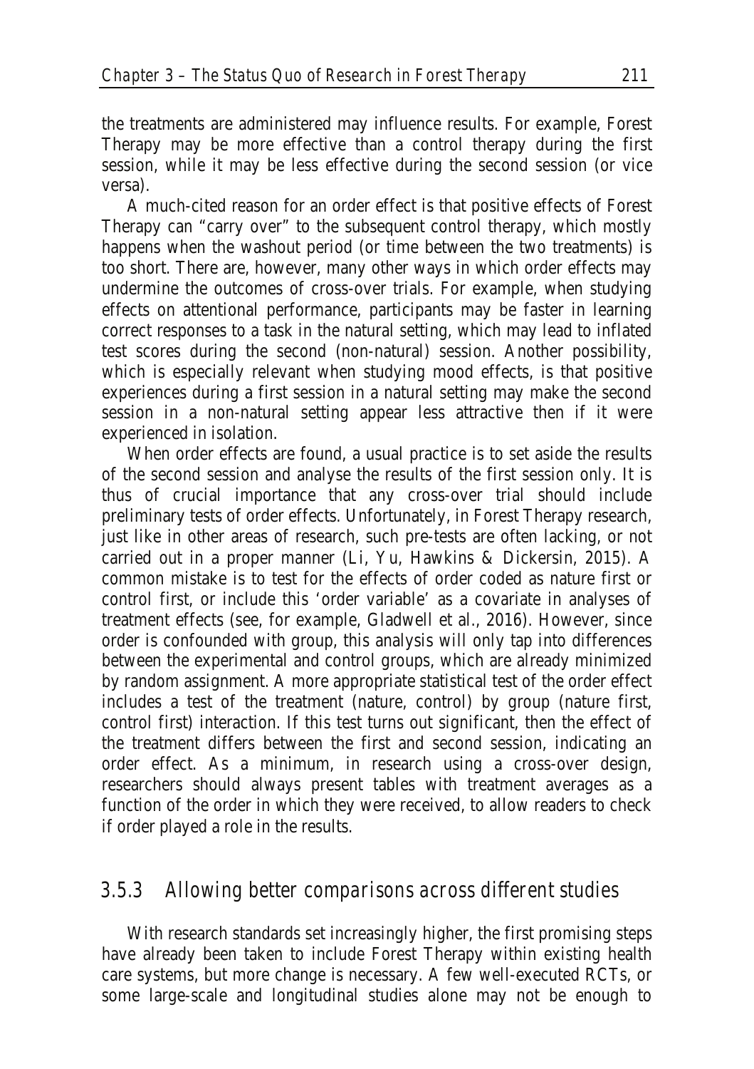the treatments are administered may influence results. For example, Forest Therapy may be more effective than a control therapy during the first session, while it may be less effective during the second session (or vice versa).

A much-cited reason for an order effect is that positive effects of Forest Therapy can "carry over" to the subsequent control therapy, which mostly happens when the washout period (or time between the two treatments) is too short. There are, however, many other ways in which order effects may undermine the outcomes of cross-over trials. For example, when studying effects on attentional performance, participants may be faster in learning correct responses to a task in the natural setting, which may lead to inflated test scores during the second (non-natural) session. Another possibility, which is especially relevant when studying mood effects, is that positive experiences during a first session in a natural setting may make the second session in a non-natural setting appear less attractive then if it were experienced in isolation.

When order effects are found, a usual practice is to set aside the results of the second session and analyse the results of the first session only. It is thus of crucial importance that any cross-over trial should include preliminary tests of order effects. Unfortunately, in Forest Therapy research, just like in other areas of research, such pre-tests are often lacking, or not carried out in a proper manner (Li, Yu, Hawkins & Dickersin, 2015). A common mistake is to test for the effects of order coded as nature first or control first, or include this 'order variable' as a covariate in analyses of treatment effects (see, for example, Gladwell et al., 2016). However, since order is confounded with group, this analysis will only tap into differences between the experimental and control groups, which are already minimized by random assignment. A more appropriate statistical test of the order effect includes a test of the treatment (nature, control) by group (nature first, control first) interaction. If this test turns out significant, then the effect of the treatment differs between the first and second session, indicating an order effect. As a minimum, in research using a cross-over design, researchers should always present tables with treatment averages as a function of the order in which they were received, to allow readers to check if order played a role in the results.

### 3.5.3 Allowing better comparisons across different studies

With research standards set increasingly higher, the first promising steps have already been taken to include Forest Therapy within existing health care systems, but more change is necessary. A few well-executed RCTs, or some large-scale and longitudinal studies alone may not be enough to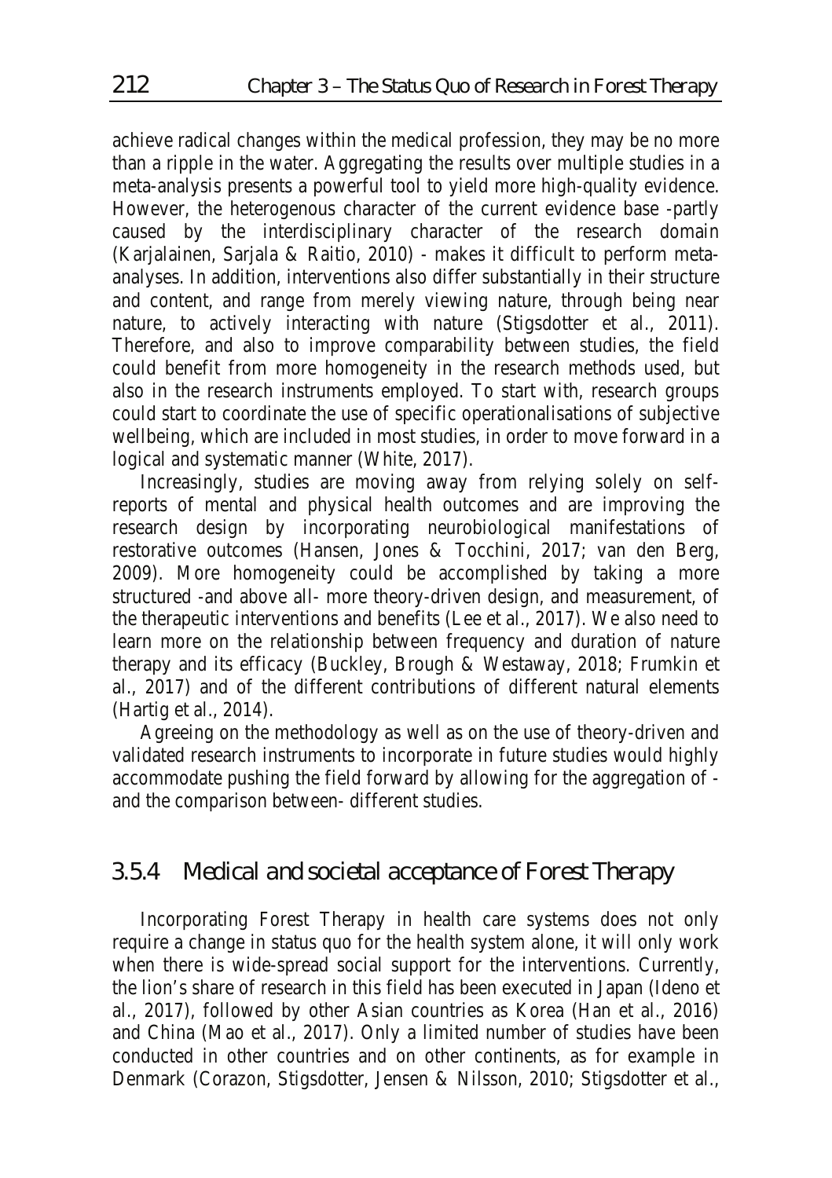achieve radical changes within the medical profession, they may be no more than a ripple in the water. Aggregating the results over multiple studies in a meta-analysis presents a powerful tool to yield more high-quality evidence. However, the heterogenous character of the current evidence base -partly caused by the interdisciplinary character of the research domain (Karjalainen, Sarjala & Raitio, 2010) - makes it difficult to perform meta-analyses. In addition, interventions also differ substantially in their structure and content, and range from merely viewing nature, through being near nature, to actively interacting with nature (Stigsdotter et al., 2011). Therefore, and also to improve comparability between studies, the field could benefit from more homogeneity in the research methods used, but also in the research instruments employed. To start with, research groups could start to coordinate the use of specific operationalisations of subjective wellbeing, which are included in most studies, in order to move forward in a logical and systematic manner (White, 2017).

Increasingly, studies are moving away from relying solely on self-reports of mental and physical health outcomes and are improving the research design by incorporating neurobiological manifestations of restorative outcomes (Hansen, Jones & Tocchini, 2017; van den Berg, 2009). More homogeneity could be accomplished by taking a more structured -and above all- more theory-driven design, and measurement, of the therapeutic interventions and benefits (Lee et al., 2017). We also need to learn more on the relationship between frequency and duration of nature therapy and its efficacy (Buckley, Brough & Westaway, 2018; Frumkin et al., 2017) and of the different contributions of different natural elements (Hartig et al., 2014).

Agreeing on the methodology as well as on the use of theory-driven and validated research instruments to incorporate in future studies would highly accommodate pushing the field forward by allowing for the aggregation of - and the comparison between- different studies.

### 3.5.4 Medical and societal acceptance of Forest Therapy

Incorporating Forest Therapy in health care systems does not only require a change in status quo for the health system alone, it will only work when there is wide-spread social support for the interventions. Currently, the lion's share of research in this field has been executed in Japan (Ideno et al., 2017), followed by other Asian countries as Korea (Han et al., 2016) and China (Mao et al., 2017). Only a limited number of studies have been conducted in other countries and on other continents, as for example in Denmark (Corazon, Stigsdotter, Jensen & Nilsson, 2010; Stigsdotter et al.,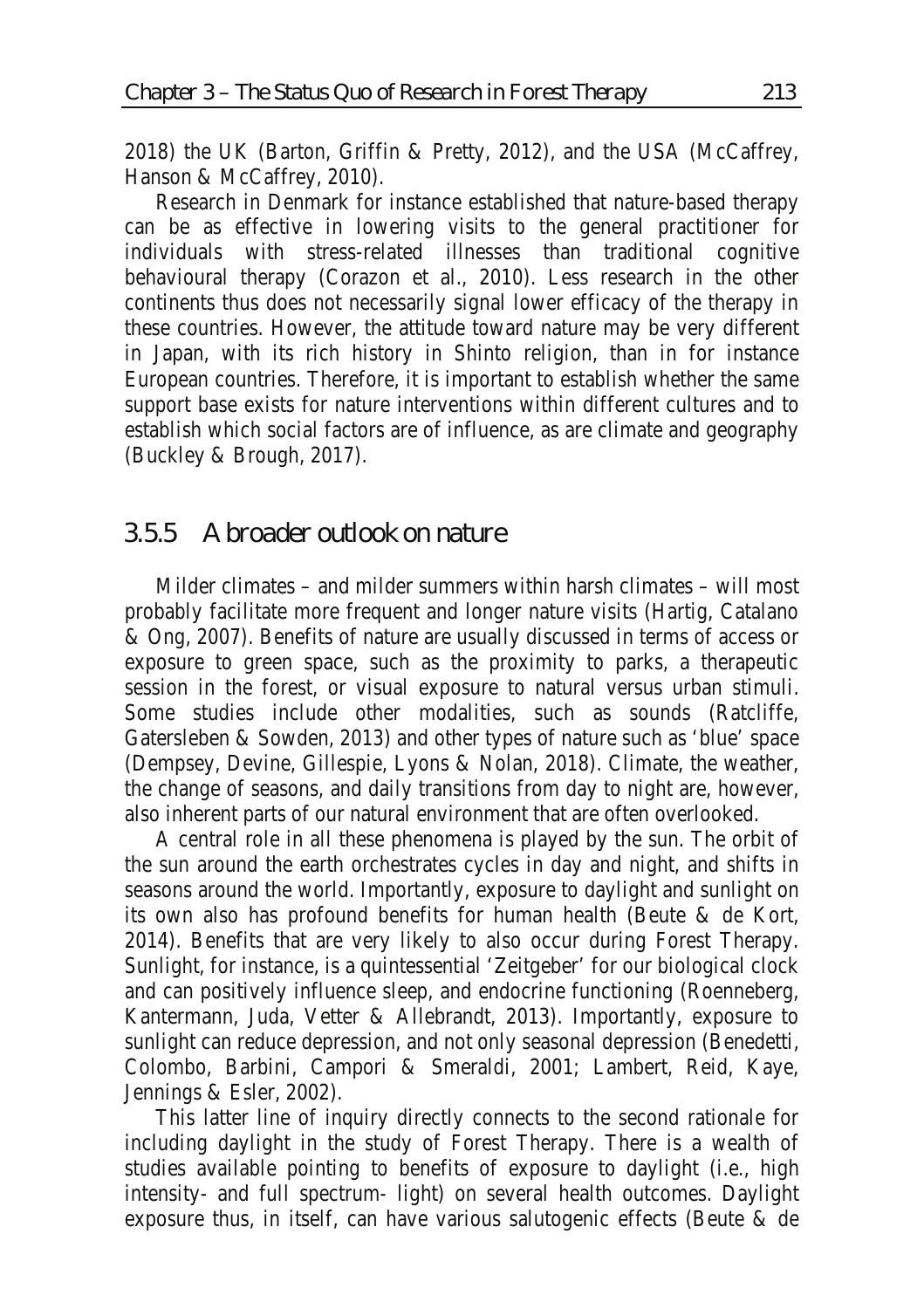2018) the UK (Barton, Griffin & Pretty, 2012), and the USA (McCaffrey, Hanson & McCaffrey, 2010).

Research in Denmark for instance established that nature-based therapy can be as effective in lowering visits to the general practitioner for individuals with stress-related illnesses than traditional cognitive behavioural therapy (Corazon et al., 2010). Less research in the other continents thus does not necessarily signal lower efficacy of the therapy in these countries. However, the attitude toward nature may be very different in Japan, with its rich history in Shinto religion, than in for instance European countries. Therefore, it is important to establish whether the same support base exists for nature interventions within different cultures and to establish which social factors are of influence, as are climate and geography (Buckley & Brough, 2017).

### 3.5.5 A broader outlook on nature

Milder climates – and milder summers within harsh climates – will most probably facilitate more frequent and longer nature visits (Hartig, Catalano & Ong, 2007). Benefits of nature are usually discussed in terms of access or exposure to green space, such as the proximity to parks, a therapeutic session in the forest, or visual exposure to natural versus urban stimuli. Some studies include other modalities, such as sounds (Ratcliffe, Gatersleben & Sowden, 2013) and other types of nature such as 'blue' space (Dempsey, Devine, Gillespie, Lyons & Nolan, 2018). Climate, the weather, the change of seasons, and daily transitions from day to night are, however, also inherent parts of our natural environment that are often overlooked.

A central role in all these phenomena is played by the sun. The orbit of the sun around the earth orchestrates cycles in day and night, and shifts in seasons around the world. Importantly, exposure to daylight and sunlight on its own also has profound benefits for human health (Beute & de Kort, 2014). Benefits that are very likely to also occur during Forest Therapy. Sunlight, for instance, is a quintessential 'Zeitgeber' for our biological clock and can positively influence sleep, and endocrine functioning (Roenneberg, Kantermann, Juda, Vetter & Allebrandt, 2013). Importantly, exposure to sunlight can reduce depression, and not only seasonal depression (Benedetti, Colombo, Barbini, Campori & Smeraldi, 2001; Lambert, Reid, Kaye, Jennings & Esler, 2002).

This latter line of inquiry directly connects to the second rationale for including daylight in the study of Forest Therapy. There is a wealth of studies available pointing to benefits of exposure to daylight (i.e., high intensity- and full spectrum- light) on several health outcomes. Daylight exposure thus, in itself, can have various salutogenic effects (Beute & de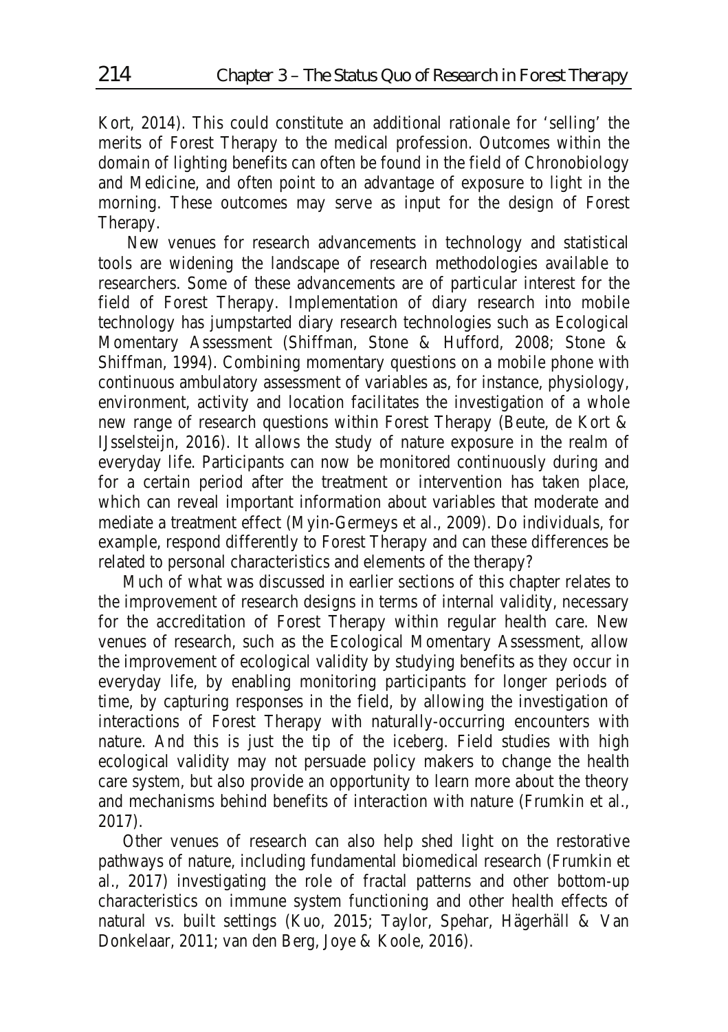Kort, 2014). This could constitute an additional rationale for 'selling' the merits of Forest Therapy to the medical profession. Outcomes within the domain of lighting benefits can often be found in the field of Chronobiology and Medicine, and often point to an advantage of exposure to light in the morning. These outcomes may serve as input for the design of Forest Therapy.

New venues for research advancements in technology and statistical tools are widening the landscape of research methodologies available to researchers. Some of these advancements are of particular interest for the field of Forest Therapy. Implementation of diary research into mobile technology has jumpstarted diary research technologies such as Ecological Momentary Assessment (Shiffman, Stone & Hufford, 2008; Stone & Shiffman, 1994). Combining momentary questions on a mobile phone with continuous ambulatory assessment of variables as, for instance, physiology, environment, activity and location facilitates the investigation of a whole new range of research questions within Forest Therapy (Beute, de Kort & IJsselsteijn, 2016). It allows the study of nature exposure in the realm of everyday life. Participants can now be monitored continuously during and for a certain period after the treatment or intervention has taken place, which can reveal important information about variables that moderate and mediate a treatment effect (Myin-Germeys et al., 2009). Do individuals, for example, respond differently to Forest Therapy and can these differences be related to personal characteristics and elements of the therapy?

Much of what was discussed in earlier sections of this chapter relates to the improvement of research designs in terms of internal validity, necessary for the accreditation of Forest Therapy within regular health care. New venues of research, such as the Ecological Momentary Assessment, allow the improvement of ecological validity by studying benefits as they occur in everyday life, by enabling monitoring participants for longer periods of time, by capturing responses in the field, by allowing the investigation of interactions of Forest Therapy with naturally-occurring encounters with nature. And this is just the tip of the iceberg. Field studies with high ecological validity may not persuade policy makers to change the health care system, but also provide an opportunity to learn more about the theory and mechanisms behind benefits of interaction with nature (Frumkin et al., 2017).

Other venues of research can also help shed light on the restorative pathways of nature, including fundamental biomedical research (Frumkin et al., 2017) investigating the role of fractal patterns and other bottom-up characteristics on immune system functioning and other health effects of natural vs. built settings (Kuo, 2015; Taylor, Spehar, Hägerhäll & Van Donkelaar, 2011; van den Berg, Joye & Koole, 2016).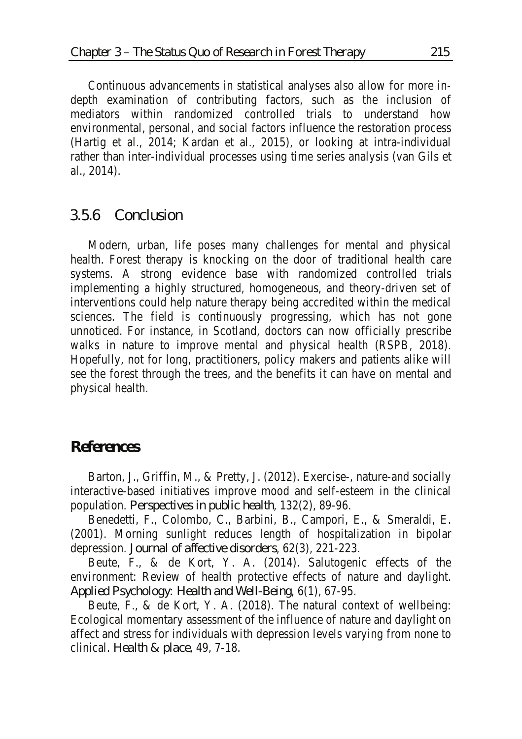Continuous advancements in statistical analyses also allow for more in-depth examination of contributing factors, such as the inclusion of mediators within randomized controlled trials to understand how environmental, personal, and social factors influence the restoration process (Hartig et al., 2014; Kardan et al., 2015), or looking at intra-individual rather than inter-individual processes using time series analysis (van Gils et al., 2014).

### 3.5.6 Conclusion

Modern, urban, life poses many challenges for mental and physical health. Forest therapy is knocking on the door of traditional health care systems. A strong evidence base with randomized controlled trials implementing a highly structured, homogeneous, and theory-driven set of interventions could help nature therapy being accredited within the medical sciences. The field is continuously progressing, which has not gone unnoticed. For instance, in Scotland, doctors can now officially prescribe walks in nature to improve mental and physical health (RSPB, 2018). Hopefully, not for long, practitioners, policy makers and patients alike will see the forest through the trees, and the benefits it can have on mental and physical health.

## References

Barton, J., Griffin, M., & Pretty, J. (2012). Exercise-, nature-and socially interactive-based initiatives improve mood and self-esteem in the clinical population. *Perspectives in public health*, 132(2), 89-96.

Benedetti, F., Colombo, C., Barbini, B., Campori, E., & Smeraldi, E. (2001). Morning sunlight reduces length of hospitalization in bipolar depression. *Journal of affective disorders*, 62(3), 221-223.

Beute, F., & de Kort, Y. A. (2014). Salutogenic effects of the environment: Review of health protective effects of nature and daylight. *Applied Psychology: Health and Well-Being*, 6(1), 67-95.

Beute, F., & de Kort, Y. A. (2018). The natural context of wellbeing: Ecological momentary assessment of the influence of nature and daylight on affect and stress for individuals with depression levels varying from none to clinical. *Health & place*, 49, 7-18.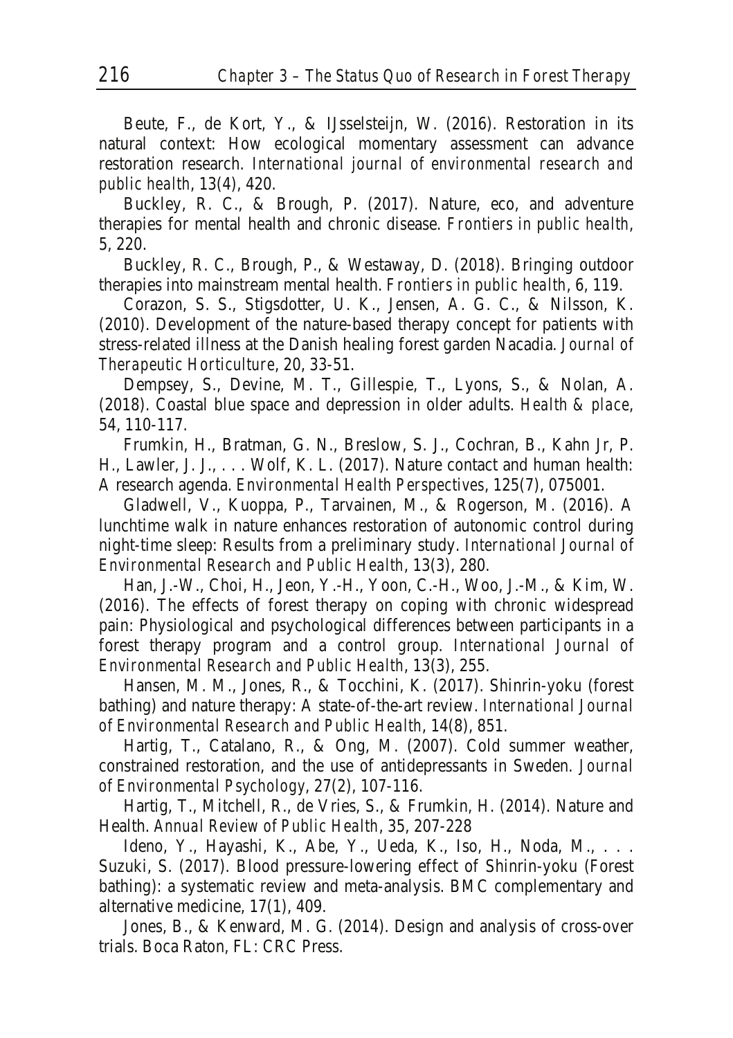Beute, F., de Kort, Y., & IJsselsteijn, W. (2016). Restoration in its natural context: How ecological momentary assessment can advance restoration research. *International journal of environmental research and public health*, 13(4), 420.

Buckley, R. C., & Brough, P. (2017). Nature, eco, and adventure therapies for mental health and chronic disease. *Frontiers in public health*, 5, 220.

Buckley, R. C., Brough, P., & Westaway, D. (2018). Bringing outdoor therapies into mainstream mental health. *Frontiers in public health*, 6, 119.

Corazon, S. S., Stigsdotter, U. K., Jensen, A. G. C., & Nilsson, K. (2010). Development of the nature-based therapy concept for patients with stress-related illness at the Danish healing forest garden Nacadia. *Journal of Therapeutic Horticulture*, 20, 33-51.

Dempsey, S., Devine, M. T., Gillespie, T., Lyons, S., & Nolan, A. (2018). Coastal blue space and depression in older adults. *Health & place*, 54, 110-117.

Frumkin, H., Bratman, G. N., Breslow, S. J., Cochran, B., Kahn Jr, P. H., Lawler, J. J., . . . Wolf, K. L. (2017). Nature contact and human health: A research agenda. *Environmental Health Perspectives*, 125(7), 075001.

Gladwell, V., Kuoppa, P., Tarvainen, M., & Rogerson, M. (2016). A lunchtime walk in nature enhances restoration of autonomic control during night-time sleep: Results from a preliminary study. *International Journal of Environmental Research and Public Health*, 13(3), 280.

Han, J.-W., Choi, H., Jeon, Y.-H., Yoon, C.-H., Woo, J.-M., & Kim, W. (2016). The effects of forest therapy on coping with chronic widespread pain: Physiological and psychological differences between participants in a forest therapy program and a control group. *International Journal of Environmental Research and Public Health*, 13(3), 255.

Hansen, M. M., Jones, R., & Tocchini, K. (2017). Shinrin-yoku (forest bathing) and nature therapy: A state-of-the-art review. *International Journal of Environmental Research and Public Health*, 14(8), 851.

Hartig, T., Catalano, R., & Ong, M. (2007). Cold summer weather, constrained restoration, and the use of antidepressants in Sweden. *Journal of Environmental Psychology*, 27(2), 107-116.

Hartig, T., Mitchell, R., de Vries, S., & Frumkin, H. (2014). Nature and Health. *Annual Review of Public Health*, 35, 207-228

Ideno, Y., Hayashi, K., Abe, Y., Ueda, K., Iso, H., Noda, M., . . . Suzuki, S. (2017). Blood pressure-lowering effect of Shinrin-yoku (Forest bathing): a systematic review and meta-analysis. BMC complementary and alternative medicine, 17(1), 409.

Jones, B., & Kenward, M. G. (2014). Design and analysis of cross-over trials. Boca Raton, FL: CRC Press.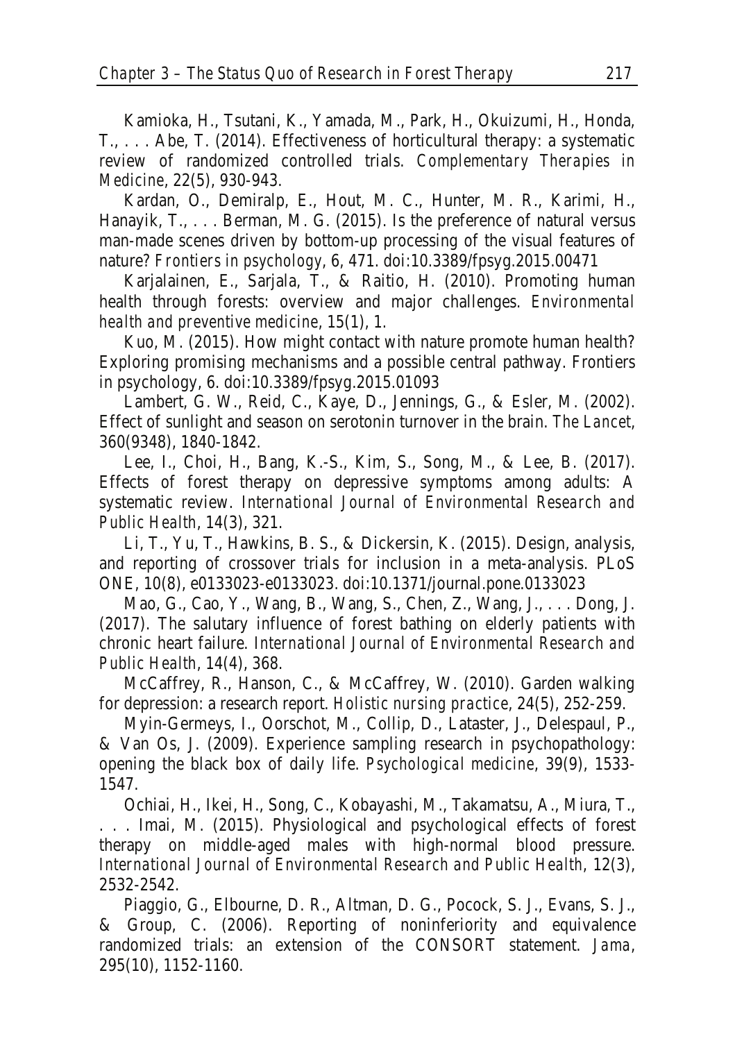Kamioka, H., Tsutani, K., Yamada, M., Park, H., Okuizumi, H., Honda, T., . . . Abe, T. (2014). Effectiveness of horticultural therapy: a systematic review of randomized controlled trials. *Complementary Therapies in Medicine*, 22(5), 930-943.

Kardan, O., Demiralp, E., Hout, M. C., Hunter, M. R., Karimi, H., Hanayik, T., . . . Berman, M. G. (2015). Is the preference of natural versus man-made scenes driven by bottom-up processing of the visual features of nature? *Frontiers in psychology*, 6, 471. doi:10.3389/fpsyg.2015.00471

Karjalainen, E., Sarjala, T., & Raitio, H. (2010). Promoting human health through forests: overview and major challenges. *Environmental health and preventive medicine*, 15(1), 1.

Kuo, M. (2015). How might contact with nature promote human health? Exploring promising mechanisms and a possible central pathway. Frontiers in psychology, 6. doi:10.3389/fpsyg.2015.01093

Lambert, G. W., Reid, C., Kaye, D., Jennings, G., & Esler, M. (2002). Effect of sunlight and season on serotonin turnover in the brain. *The Lancet*, 360(9348), 1840-1842.

Lee, I., Choi, H., Bang, K.-S., Kim, S., Song, M., & Lee, B. (2017). Effects of forest therapy on depressive symptoms among adults: A systematic review. *International Journal of Environmental Research and Public Health*, 14(3), 321.

Li, T., Yu, T., Hawkins, B. S., & Dickersin, K. (2015). Design, analysis, and reporting of crossover trials for inclusion in a meta-analysis. PLoS ONE, 10(8), e0133023-e0133023. doi:10.1371/journal.pone.0133023

Mao, G., Cao, Y., Wang, B., Wang, S., Chen, Z., Wang, J., . . . Dong, J. (2017). The salutary influence of forest bathing on elderly patients with chronic heart failure. *International Journal of Environmental Research and Public Health*, 14(4), 368.

McCaffrey, R., Hanson, C., & McCaffrey, W. (2010). Garden walking for depression: a research report. *Holistic nursing practice*, 24(5), 252-259.

Myin-Germeys, I., Oorschot, M., Collip, D., Lataster, J., Delespaul, P., & Van Os, J. (2009). Experience sampling research in psychopathology: opening the black box of daily life. *Psychological medicine*, 39(9), 1533-1547.

Ochiai, H., Ikei, H., Song, C., Kobayashi, M., Takamatsu, A., Miura, T., . . . Imai, M. (2015). Physiological and psychological effects of forest therapy on middle-aged males with high-normal blood pressure. *International Journal of Environmental Research and Public Health*, 12(3), 2532-2542.

Piaggio, G., Elbourne, D. R., Altman, D. G., Pocock, S. J., Evans, S. J., & Group, C. (2006). Reporting of noninferiority and equivalence randomized trials: an extension of the CONSORT statement. *Jama*, 295(10), 1152-1160.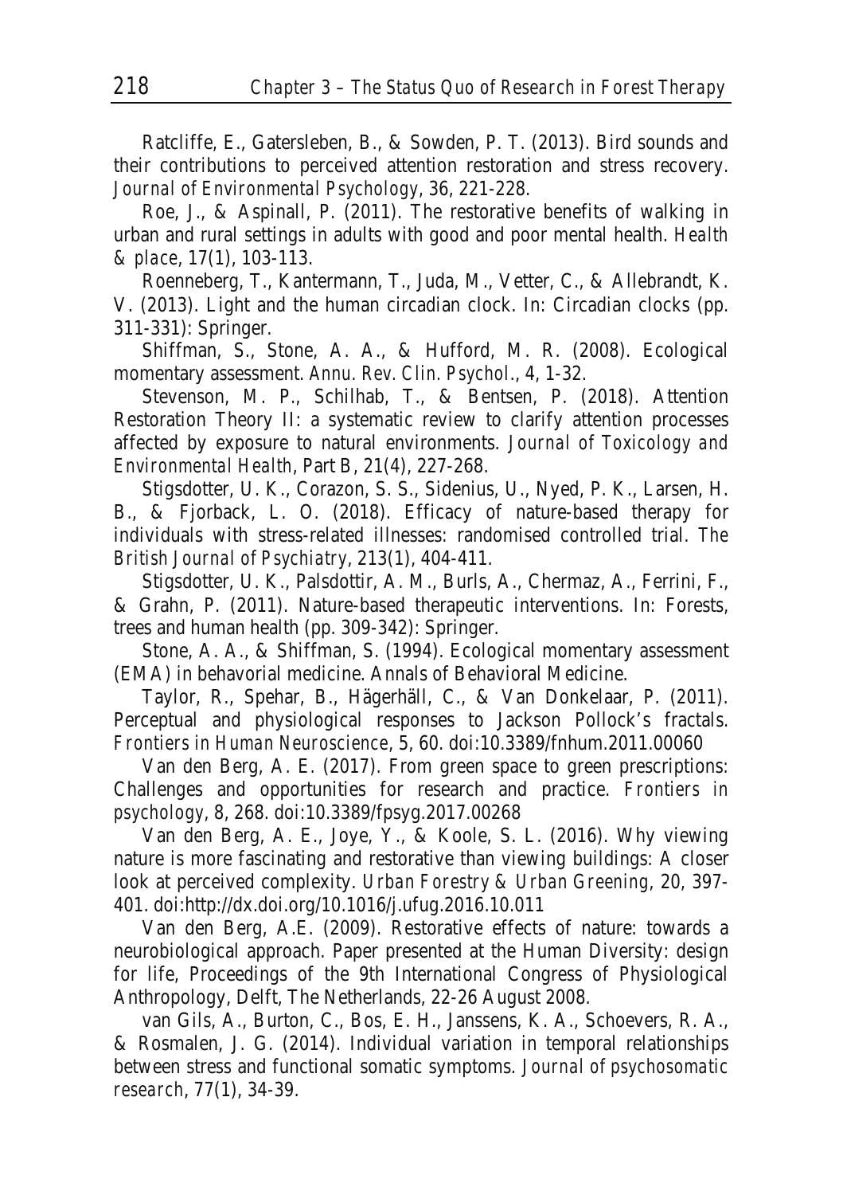Ratcliffe, E., Gatersleben, B., & Sowden, P. T. (2013). Bird sounds and their contributions to perceived attention restoration and stress recovery. *Journal of Environmental Psychology*, 36, 221-228.

Roe, J., & Aspinall, P. (2011). The restorative benefits of walking in urban and rural settings in adults with good and poor mental health. *Health & place*, 17(1), 103-113.

Roenneberg, T., Kantermann, T., Juda, M., Vetter, C., & Allebrandt, K. V. (2013). Light and the human circadian clock. In: Circadian clocks (pp. 311-331): Springer.

Shiffman, S., Stone, A. A., & Hufford, M. R. (2008). Ecological momentary assessment. *Annu. Rev. Clin. Psychol.*, 4, 1-32.

Stevenson, M. P., Schilhab, T., & Bentsen, P. (2018). Attention Restoration Theory II: a systematic review to clarify attention processes affected by exposure to natural environments. *Journal of Toxicology and Environmental Health*, Part B, 21(4), 227-268.

Stigsdotter, U. K., Corazon, S. S., Sidenius, U., Nyed, P. K., Larsen, H. B., & Fjorback, L. O. (2018). Efficacy of nature-based therapy for individuals with stress-related illnesses: randomised controlled trial. *The British Journal of Psychiatry*, 213(1), 404-411.

Stigsdotter, U. K., Palsdottir, A. M., Burls, A., Chermaz, A., Ferrini, F., & Grahn, P. (2011). Nature-based therapeutic interventions. In: Forests, trees and human health (pp. 309-342): Springer.

Stone, A. A., & Shiffman, S. (1994). Ecological momentary assessment (EMA) in behavorial medicine. Annals of Behavioral Medicine.

Taylor, R., Spehar, B., Hägerhäll, C., & Van Donkelaar, P. (2011). Perceptual and physiological responses to Jackson Pollock's fractals. *Frontiers in Human Neuroscience*, 5, 60. doi:10.3389/fnhum.2011.00060

Van den Berg, A. E. (2017). From green space to green prescriptions: Challenges and opportunities for research and practice. *Frontiers in psychology*, 8, 268. doi:10.3389/fpsyg.2017.00268

Van den Berg, A. E., Joye, Y., & Koole, S. L. (2016). Why viewing nature is more fascinating and restorative than viewing buildings: A closer look at perceived complexity. *Urban Forestry & Urban Greening*, 20, 397-401. doi:http://dx.doi.org/10.1016/j.ufug.2016.10.011

Van den Berg, A.E. (2009). Restorative effects of nature: towards a neurobiological approach. Paper presented at the Human Diversity: design for life, Proceedings of the 9th International Congress of Physiological Anthropology, Delft, The Netherlands, 22-26 August 2008.

van Gils, A., Burton, C., Bos, E. H., Janssens, K. A., Schoevers, R. A., & Rosmalen, J. G. (2014). Individual variation in temporal relationships between stress and functional somatic symptoms. *Journal of psychosomatic research*, 77(1), 34-39.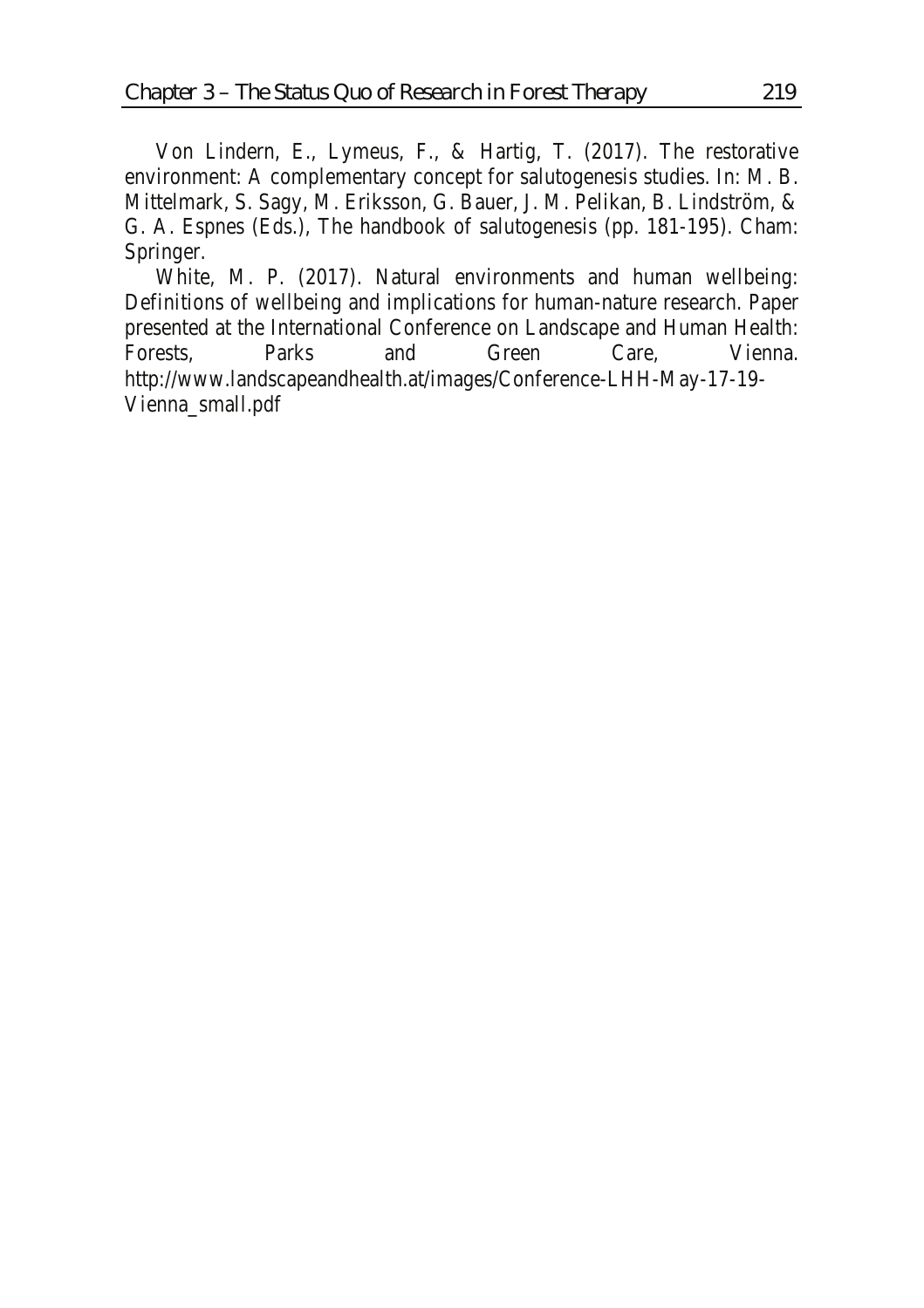Von Lindern, E., Lymeus, F., & Hartig, T. (2017). The restorative environment: A complementary concept for salutogenesis studies. In: M. B. Mittelmark, S. Sagy, M. Eriksson, G. Bauer, J. M. Pelikan, B. Lindström, & G. A. Espnes (Eds.), The handbook of salutogenesis (pp. 181-195). Cham: Springer.

White, M. P. (2017). Natural environments and human wellbeing: Definitions of wellbeing and implications for human-nature research. Paper presented at the International Conference on Landscape and Human Health: Forests, Parks and Green Care, Vienna. http://www.landscapeandhealth.at/images/Conference-LHH-May-17-19-Vienna_small.pdf